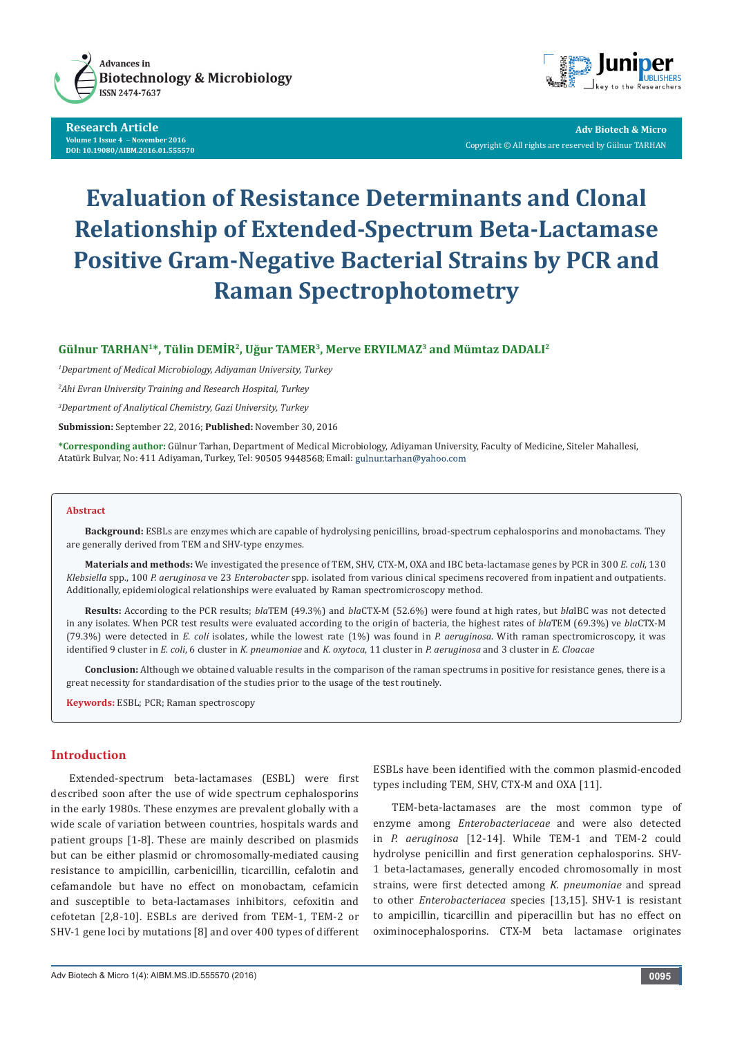Research Article
Volume 1 Issue 4 – November 2016
DOI: 10.19080/AIBM.2016.01.555570

Adv Biotech & Micro
Copyright © All rights are reserved by Gülnur TARHAN

# Evaluation of Resistance Determinants and Clonal Relationship of Extended-Spectrum Beta-Lactamase Positive Gram-Negative Bacterial Strains by PCR and Raman Spectrophotometry

**Gülnur TARHAN[1]*, Tülin DEMİR[2], Uğur TAMER[3], Merve ERYILMAZ[3] and Mümtaz DADALI[2]**

*[1]Department of Medical Microbiology, Adiyaman University, Turkey*

*[2]Ahi Evran University Training and Research Hospital, Turkey*

*[3]Department of Analiytical Chemistry, Gazi University, Turkey*

**Submission:** September 22, 2016; **Published:** November 30, 2016

**\*Corresponding author:** Gülnur Tarhan, Department of Medical Microbiology, Adiyaman University, Faculty of Medicine, Siteler Mahallesi, Atatürk Bulvar, No: 411 Adiyaman, Turkey, Tel: 90505 9448568; Email: gulnur.tarhan@yahoo.com

## Abstract

**Background:** ESBLs are enzymes which are capable of hydrolysing penicillins, broad-spectrum cephalosporins and monobactams. They are generally derived from TEM and SHV-type enzymes.

**Materials and methods:** We investigated the presence of TEM, SHV, CTX-M, OXA and IBC beta-lactamase genes by PCR in 300 *E. coli*, 130 *Klebsiella* spp., 100 *P. aeruginosa* ve 23 *Enterobacter* spp. isolated from various clinical specimens recovered from inpatient and outpatients. Additionally, epidemiological relationships were evaluated by Raman spectromicroscopy method.

**Results:** According to the PCR results; *bla*TEM (49.3%) and *bla*CTX-M (52.6%) were found at high rates, but *bla*IBC was not detected in any isolates. When PCR test results were evaluated according to the origin of bacteria, the highest rates of *bla*TEM (69.3%) ve *bla*CTX-M (79.3%) were detected in *E. coli* isolates, while the lowest rate (1%) was found in *P. aeruginosa*. With raman spectromicroscopy, it was identified 9 cluster in *E. coli*, 6 cluster in *K. pneumoniae* and *K. oxytoca*, 11 cluster in *P. aeruginosa* and 3 cluster in *E. Cloacae*

**Conclusion:** Although we obtained valuable results in the comparison of the raman spectrums in positive for resistance genes, there is a great necessity for standardisation of the studies prior to the usage of the test routinely.

**Keywords:** ESBL; PCR; Raman spectroscopy

## Introduction

Extended-spectrum beta-lactamases (ESBL) were first described soon after the use of wide spectrum cephalosporins in the early 1980s. These enzymes are prevalent globally with a wide scale of variation between countries, hospitals wards and patient groups [1-8]. These are mainly described on plasmids but can be either plasmid or chromosomally-mediated causing resistance to ampicillin, carbenicillin, ticarcillin, cefalotin and cefamandole but have no effect on monobactam, cefamicin and susceptible to beta-lactamases inhibitors, cefoxitin and cefotetan [2,8-10]. ESBLs are derived from TEM-1, TEM-2 or SHV-1 gene loci by mutations [8] and over 400 types of different ESBLs have been identified with the common plasmid-encoded types including TEM, SHV, CTX-M and OXA [11].

TEM-beta-lactamases are the most common type of enzyme among *Enterobacteriaceae* and were also detected in *P. aeruginosa* [12-14]. While TEM-1 and TEM-2 could hydrolyse penicillin and first generation cephalosporins. SHV-1 beta-lactamases, generally encoded chromosomally in most strains, were first detected among *K. pneumoniae* and spread to other *Enterobacteriacea* species [13,15]. SHV-1 is resistant to ampicillin, ticarcillin and piperacillin but has no effect on oximinocephalosporins. CTX-M beta lactamase originates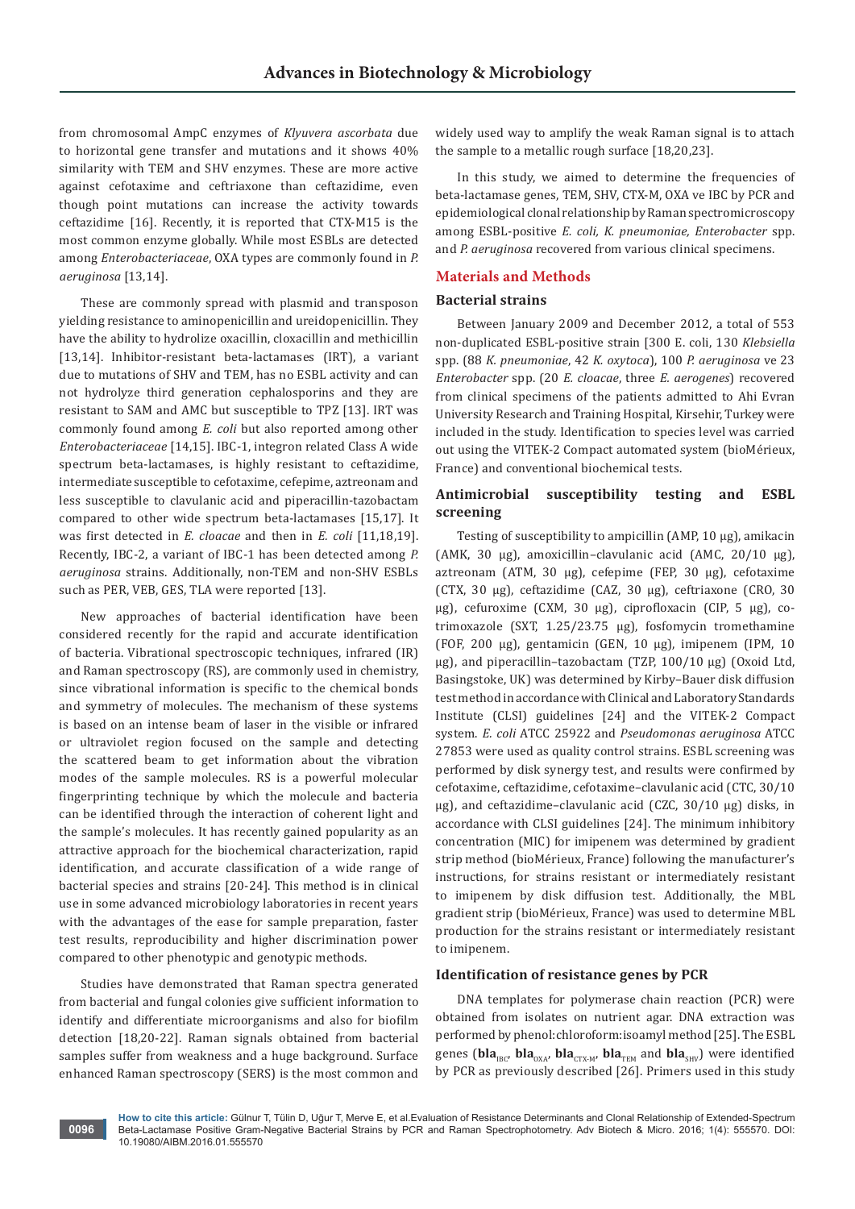from chromosomal AmpC enzymes of *Klyuvera ascorbata* due to horizontal gene transfer and mutations and it shows 40% similarity with TEM and SHV enzymes. These are more active against cefotaxime and ceftriaxone than ceftazidime, even though point mutations can increase the activity towards ceftazidime [16]. Recently, it is reported that CTX-M15 is the most common enzyme globally. While most ESBLs are detected among *Enterobacteriaceae*, OXA types are commonly found in *P. aeruginosa* [13,14].

These are commonly spread with plasmid and transposon yielding resistance to aminopenicillin and ureidopenicillin. They have the ability to hydrolize oxacillin, cloxacillin and methicillin [13,14]. Inhibitor-resistant beta-lactamases (IRT), a variant due to mutations of SHV and TEM, has no ESBL activity and can not hydrolyze third generation cephalosporins and they are resistant to SAM and AMC but susceptible to TPZ [13]. IRT was commonly found among *E. coli* but also reported among other *Enterobacteriaceae* [14,15]. IBC-1, integron related Class A wide spectrum beta-lactamases, is highly resistant to ceftazidime, intermediate susceptible to cefotaxime, cefepime, aztreonam and less susceptible to clavulanic acid and piperacillin-tazobactam compared to other wide spectrum beta-lactamases [15,17]. It was first detected in *E. cloacae* and then in *E. coli* [11,18,19]. Recently, IBC-2, a variant of IBC-1 has been detected among *P. aeruginosa* strains. Additionally, non-TEM and non-SHV ESBLs such as PER, VEB, GES, TLA were reported [13].

New approaches of bacterial identification have been considered recently for the rapid and accurate identification of bacteria. Vibrational spectroscopic techniques, infrared (IR) and Raman spectroscopy (RS), are commonly used in chemistry, since vibrational information is specific to the chemical bonds and symmetry of molecules. The mechanism of these systems is based on an intense beam of laser in the visible or infrared or ultraviolet region focused on the sample and detecting the scattered beam to get information about the vibration modes of the sample molecules. RS is a powerful molecular fingerprinting technique by which the molecule and bacteria can be identified through the interaction of coherent light and the sample's molecules. It has recently gained popularity as an attractive approach for the biochemical characterization, rapid identification, and accurate classification of a wide range of bacterial species and strains [20-24]. This method is in clinical use in some advanced microbiology laboratories in recent years with the advantages of the ease for sample preparation, faster test results, reproducibility and higher discrimination power compared to other phenotypic and genotypic methods.

Studies have demonstrated that Raman spectra generated from bacterial and fungal colonies give sufficient information to identify and differentiate microorganisms and also for biofilm detection [18,20-22]. Raman signals obtained from bacterial samples suffer from weakness and a huge background. Surface enhanced Raman spectroscopy (SERS) is the most common and widely used way to amplify the weak Raman signal is to attach the sample to a metallic rough surface [18,20,23].

In this study, we aimed to determine the frequencies of beta-lactamase genes, TEM, SHV, CTX-M, OXA ve IBC by PCR and epidemiological clonal relationship by Raman spectromicroscopy among ESBL-positive *E. coli, K. pneumoniae, Enterobacter* spp. and *P. aeruginosa* recovered from various clinical specimens.

## Materials and Methods

### Bacterial strains

Between January 2009 and December 2012, a total of 553 non-duplicated ESBL-positive strain [300 E. coli, 130 *Klebsiella* spp. (88 *K. pneumoniae*, 42 *K. oxytoca*), 100 *P. aeruginosa* ve 23 *Enterobacter* spp. (20 *E. cloacae*, three *E. aerogenes*) recovered from clinical specimens of the patients admitted to Ahi Evran University Research and Training Hospital, Kirsehir, Turkey were included in the study. Identification to species level was carried out using the VITEK-2 Compact automated system (bioMérieux, France) and conventional biochemical tests.

### Antimicrobial susceptibility testing and ESBL screening

Testing of susceptibility to ampicillin (AMP, 10 μg), amikacin (AMK, 30 μg), amoxicillin–clavulanic acid (AMC, 20/10 μg), aztreonam (ATM, 30 μg), cefepime (FEP, 30 μg), cefotaxime (CTX, 30 μg), ceftazidime (CAZ, 30 μg), ceftriaxone (CRO, 30 μg), cefuroxime (CXM, 30 μg), ciprofloxacin (CIP, 5 μg), co-trimoxazole (SXT, 1.25/23.75 μg), fosfomycin tromethamine (FOF, 200 μg), gentamicin (GEN, 10 μg), imipenem (IPM, 10 μg), and piperacillin–tazobactam (TZP, 100/10 μg) (Oxoid Ltd, Basingstoke, UK) was determined by Kirby–Bauer disk diffusion test method in accordance with Clinical and Laboratory Standards Institute (CLSI) guidelines [24] and the VITEK-2 Compact system. *E. coli* ATCC 25922 and *Pseudomonas aeruginosa* ATCC 27853 were used as quality control strains. ESBL screening was performed by disk synergy test, and results were confirmed by cefotaxime, ceftazidime, cefotaxime–clavulanic acid (CTC, 30/10 μg), and ceftazidime–clavulanic acid (CZC, 30/10 μg) disks, in accordance with CLSI guidelines [24]. The minimum inhibitory concentration (MIC) for imipenem was determined by gradient strip method (bioMérieux, France) following the manufacturer's instructions, for strains resistant or intermediately resistant to imipenem by disk diffusion test. Additionally, the MBL gradient strip (bioMérieux, France) was used to determine MBL production for the strains resistant or intermediately resistant to imipenem.

### Identification of resistance genes by PCR

DNA templates for polymerase chain reaction (PCR) were obtained from isolates on nutrient agar. DNA extraction was performed by phenol:chloroform:isoamyl method [25]. The ESBL genes (**bla**$_{IBC}$, **bla**$_{OXA}$, **bla**$_{CTX\text{-}M}$, **bla**$_{TEM}$ and **bla**$_{SHV}$) were identified by PCR as previously described [26]. Primers used in this study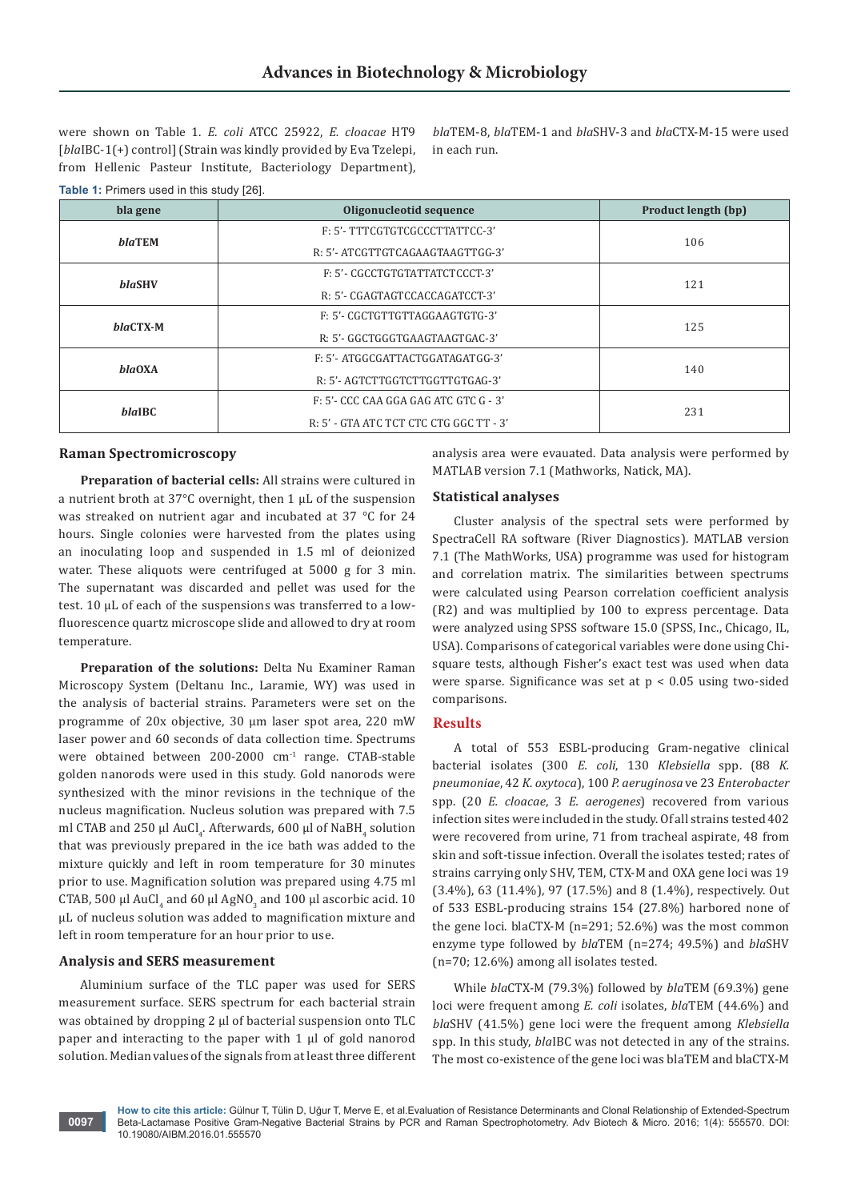were shown on Table 1. *E. coli* ATCC 25922, *E. cloacae* HT9 [*bla*IBC-1(+) control] (Strain was kindly provided by Eva Tzelepi, from Hellenic Pasteur Institute, Bacteriology Department), *bla*TEM-8, *bla*TEM-1 and *bla*SHV-3 and *bla*CTX-M-15 were used in each run.

**Table 1:** Primers used in this study [26].

| bla gene | Oligonucleotid sequence | Product length (bp) |
|---|---|---|
| ***bla*TEM** | F: 5'- TTTCGTGTCGCCCTTATTCC-3' | 106 |
| | R: 5'- ATCGTTGTCAGAAGTAAGTTGG-3' | |
| ***bla*SHV** | F: 5'- CGCCTGTGTATTATCTCCCT-3' | 121 |
| | R: 5'- CGAGTAGTCCACCAGATCCT-3' | |
| ***bla*CTX-M** | F: 5'- CGCTGTTGTTAGGAAGTGTG-3' | 125 |
| | R: 5'- GGCTGGGTGAAGTAAGTGAC-3' | |
| ***bla*OXA** | F: 5'- ATGGCGATTACTGGATAGATGG-3' | 140 |
| | R: 5'- AGTCTTGGTCTTGGTTGTGAG-3' | |
| ***bla*IBC** | F: 5'- CCC CAA GGA GAG ATC GTC G - 3' | 231 |
| | R: 5' - GTA ATC TCT CTC CTG GGC TT - 3' | |

### Raman Spectromicroscopy

**Preparation of bacterial cells:** All strains were cultured in a nutrient broth at 37°C overnight, then 1 μL of the suspension was streaked on nutrient agar and incubated at 37 °C for 24 hours. Single colonies were harvested from the plates using an inoculating loop and suspended in 1.5 ml of deionized water. These aliquots were centrifuged at 5000 g for 3 min. The supernatant was discarded and pellet was used for the test. 10 μL of each of the suspensions was transferred to a low-fluorescence quartz microscope slide and allowed to dry at room temperature.

**Preparation of the solutions:** Delta Nu Examiner Raman Microscopy System (Deltanu Inc., Laramie, WY) was used in the analysis of bacterial strains. Parameters were set on the programme of 20x objective, 30 μm laser spot area, 220 mW laser power and 60 seconds of data collection time. Spectrums were obtained between 200-2000 $cm^{-1}$ range. CTAB-stable golden nanorods were used in this study. Gold nanorods were synthesized with the minor revisions in the technique of the nucleus magnification. Nucleus solution was prepared with 7.5 ml CTAB and 250 μl $AuCl_4$. Afterwards, 600 μl of $NaBH_4$ solution that was previously prepared in the ice bath was added to the mixture quickly and left in room temperature for 30 minutes prior to use. Magnification solution was prepared using 4.75 ml CTAB, 500 μl $AuCl_4$ and 60 μl $AgNO_3$ and 100 μl ascorbic acid. 10 μL of nucleus solution was added to magnification mixture and left in room temperature for an hour prior to use.

### Analysis and SERS measurement

Aluminium surface of the TLC paper was used for SERS measurement surface. SERS spectrum for each bacterial strain was obtained by dropping 2 μl of bacterial suspension onto TLC paper and interacting to the paper with 1 μl of gold nanorod solution. Median values of the signals from at least three different analysis area were evauated. Data analysis were performed by MATLAB version 7.1 (Mathworks, Natick, MA).

### Statistical analyses

Cluster analysis of the spectral sets were performed by SpectraCell RA software (River Diagnostics). MATLAB version 7.1 (The MathWorks, USA) programme was used for histogram and correlation matrix. The similarities between spectrums were calculated using Pearson correlation coefficient analysis (R2) and was multiplied by 100 to express percentage. Data were analyzed using SPSS software 15.0 (SPSS, Inc., Chicago, IL, USA). Comparisons of categorical variables were done using Chi-square tests, although Fisher's exact test was used when data were sparse. Significance was set at $p < 0.05$ using two-sided comparisons.

## Results

A total of 553 ESBL-producing Gram-negative clinical bacterial isolates (300 *E. coli*, 130 *Klebsiella* spp. (88 *K. pneumoniae*, 42 *K. oxytoca*), 100 *P. aeruginosa* ve 23 *Enterobacter* spp. (20 *E. cloacae*, 3 *E. aerogenes*) recovered from various infection sites were included in the study. Of all strains tested 402 were recovered from urine, 71 from tracheal aspirate, 48 from skin and soft-tissue infection. Overall the isolates tested; rates of strains carrying only SHV, TEM, CTX-M and OXA gene loci was 19 (3.4%), 63 (11.4%), 97 (17.5%) and 8 (1.4%), respectively. Out of 533 ESBL-producing strains 154 (27.8%) harbored none of the gene loci. blaCTX-M (n=291; 52.6%) was the most common enzyme type followed by *bla*TEM (n=274; 49.5%) and *bla*SHV (n=70; 12.6%) among all isolates tested.

While *bla*CTX-M (79.3%) followed by *bla*TEM (69.3%) gene loci were frequent among *E. coli* isolates, *bla*TEM (44.6%) and *bla*SHV (41.5%) gene loci were the frequent among *Klebsiella* spp. In this study, *bla*IBC was not detected in any of the strains. The most co-existence of the gene loci was blaTEM and blaCTX-M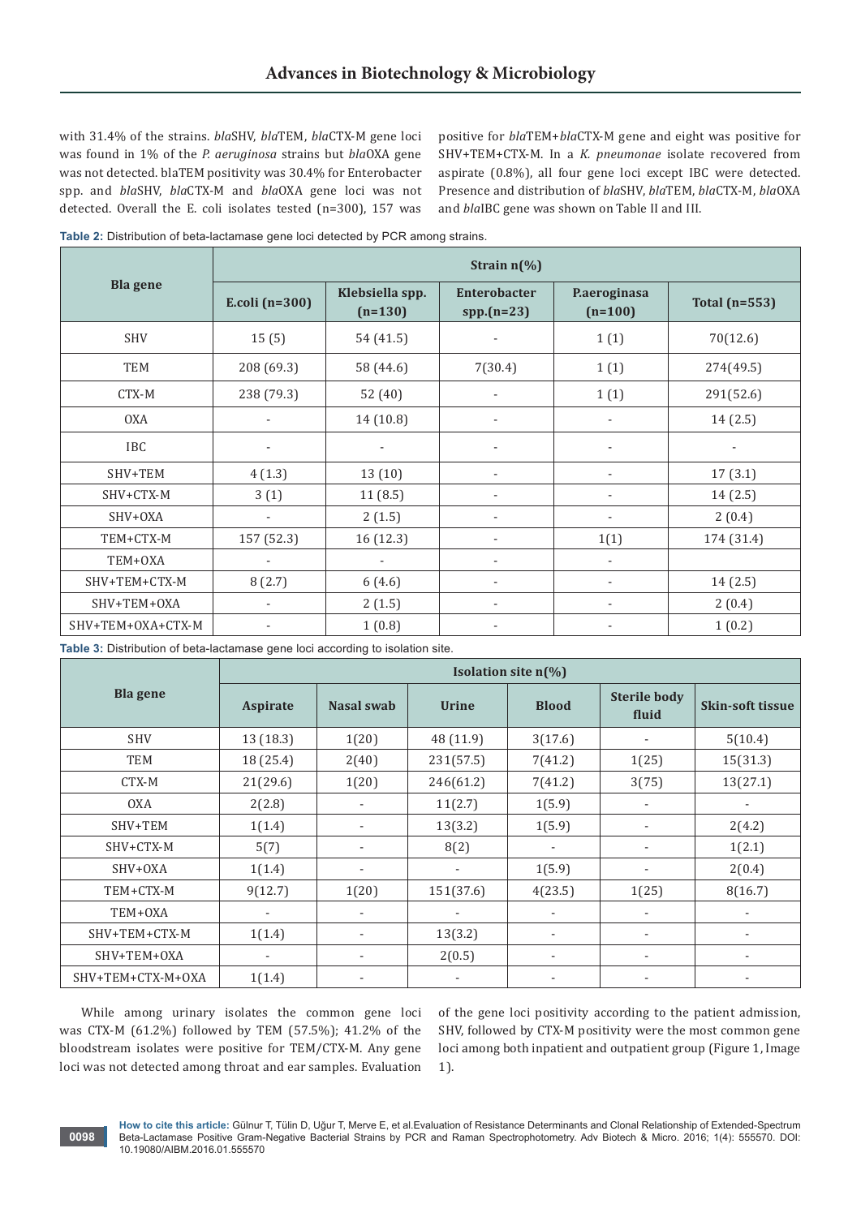with 31.4% of the strains. *bla*SHV, *bla*TEM, *bla*CTX-M gene loci was found in 1% of the *P. aeruginosa* strains but *bla*OXA gene was not detected. blaTEM positivity was 30.4% for Enterobacter spp. and *bla*SHV, *bla*CTX-M and *bla*OXA gene loci was not detected. Overall the E. coli isolates tested (n=300), 157 was positive for *bla*TEM+*bla*CTX-M gene and eight was positive for SHV+TEM+CTX-M. In a *K. pneumonae* isolate recovered from aspirate (0.8%), all four gene loci except IBC were detected. Presence and distribution of *bla*SHV, *bla*TEM, *bla*CTX-M, *bla*OXA and *bla*IBC gene was shown on Table II and III.

**Table 2:** Distribution of beta-lactamase gene loci detected by PCR among strains.

| Bla gene | Strain n(%) | | | | |
|---|---|---|---|---|---|
| | E.coli (n=300) | Klebsiella spp. (n=130) | Enterobacter spp.(n=23) | P.aeroginasa (n=100) | Total (n=553) |
| SHV | 15 (5) | 54 (41.5) | - | 1 (1) | 70(12.6) |
| TEM | 208 (69.3) | 58 (44.6) | 7(30.4) | 1 (1) | 274(49.5) |
| CTX-M | 238 (79.3) | 52 (40) | - | 1 (1) | 291(52.6) |
| OXA | - | 14 (10.8) | - | - | 14 (2.5) |
| IBC | - | - | - | - | - |
| SHV+TEM | 4 (1.3) | 13 (10) | - | - | 17 (3.1) |
| SHV+CTX-M | 3 (1) | 11 (8.5) | - | - | 14 (2.5) |
| SHV+OXA | - | 2 (1.5) | - | - | 2 (0.4) |
| TEM+CTX-M | 157 (52.3) | 16 (12.3) | - | 1(1) | 174 (31.4) |
| TEM+OXA | - | - | - | - | |
| SHV+TEM+CTX-M | 8 (2.7) | 6 (4.6) | - | - | 14 (2.5) |
| SHV+TEM+OXA | - | 2 (1.5) | - | - | 2 (0.4) |
| SHV+TEM+OXA+CTX-M | - | 1 (0.8) | - | - | 1 (0.2) |

**Table 3:** Distribution of beta-lactamase gene loci according to isolation site.

| Bla gene | Isolation site n(%) | | | | | |
|---|---|---|---|---|---|---|
| | Aspirate | Nasal swab | Urine | Blood | Sterile body fluid | Skin-soft tissue |
| SHV | 13 (18.3) | 1(20) | 48 (11.9) | 3(17.6) | - | 5(10.4) |
| TEM | 18 (25.4) | 2(40) | 231(57.5) | 7(41.2) | 1(25) | 15(31.3) |
| CTX-M | 21(29.6) | 1(20) | 246(61.2) | 7(41.2) | 3(75) | 13(27.1) |
| OXA | 2(2.8) | - | 11(2.7) | 1(5.9) | - | - |
| SHV+TEM | 1(1.4) | - | 13(3.2) | 1(5.9) | - | 2(4.2) |
| SHV+CTX-M | 5(7) | - | 8(2) | - | - | 1(2.1) |
| SHV+OXA | 1(1.4) | - | - | 1(5.9) | - | 2(0.4) |
| TEM+CTX-M | 9(12.7) | 1(20) | 151(37.6) | 4(23.5) | 1(25) | 8(16.7) |
| TEM+OXA | - | - | - | - | - | - |
| SHV+TEM+CTX-M | 1(1.4) | - | 13(3.2) | - | - | - |
| SHV+TEM+OXA | - | - | 2(0.5) | - | - | - |
| SHV+TEM+CTX-M+OXA | 1(1.4) | - | - | - | - | - |

While among urinary isolates the common gene loci was CTX-M (61.2%) followed by TEM (57.5%); 41.2% of the bloodstream isolates were positive for TEM/CTX-M. Any gene loci was not detected among throat and ear samples. Evaluation of the gene loci positivity according to the patient admission, SHV, followed by CTX-M positivity were the most common gene loci among both inpatient and outpatient group (Figure 1, Image 1).

**How to cite this article:** Gülnur T, Tülin D, Uğur T, Merve E, et al.Evaluation of Resistance Determinants and Clonal Relationship of Extended-Spectrum Beta-Lactamase Positive Gram-Negative Bacterial Strains by PCR and Raman Spectrophotometry. Adv Biotech & Micro. 2016; 1(4): 555570. DOI: 10.19080/AIBM.2016.01.555570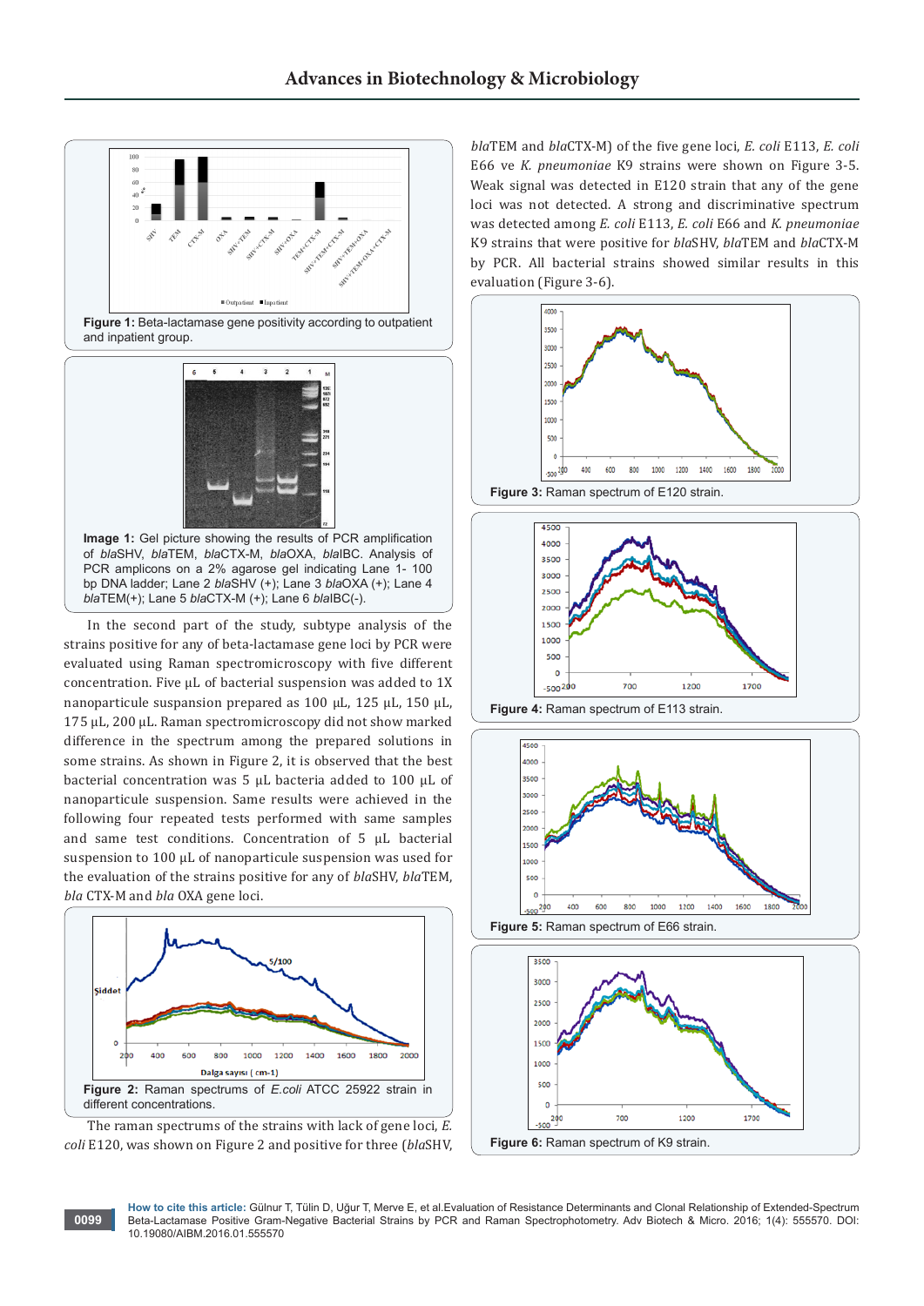Figure 1: Beta-lactamase gene positivity according to outpatient and inpatient group.

Image 1: Gel picture showing the results of PCR amplification of *bla*SHV, *bla*TEM, *bla*CTX-M, *bla*OXA, *bla*IBC. Analysis of PCR amplicons on a 2% agarose gel indicating Lane 1- 100 bp DNA ladder; Lane 2 *bla*SHV (+); Lane 3 *bla*OXA (+); Lane 4 *bla*TEM(+); Lane 5 *bla*CTX-M (+); Lane 6 *bla*IBC(-).

In the second part of the study, subtype analysis of the strains positive for any of beta-lactamase gene loci by PCR were evaluated using Raman spectromicroscopy with five different concentration. Five µL of bacterial suspension was added to 1X nanoparticule suspension prepared as 100 µL, 125 µL, 150 µL, 175 µL, 200 µL. Raman spectromicroscopy did not show marked difference in the spectrum among the prepared solutions in some strains. As shown in Figure 2, it is observed that the best bacterial concentration was 5 µL bacteria added to 100 µL of nanoparticule suspension. Same results were achieved in the following four repeated tests performed with same samples and same test conditions. Concentration of 5 µL bacterial suspension to 100 µL of nanoparticule suspension was used for the evaluation of the strains positive for any of *bla*SHV, *bla*TEM, *bla* CTX-M and *bla* OXA gene loci.

Figure 2: Raman spectrums of *E.coli* ATCC 25922 strain in different concentrations.

The raman spectrums of the strains with lack of gene loci, *E. coli* E120, was shown on Figure 2 and positive for three (*bla*SHV, *bla*TEM and *bla*CTX-M) of the five gene loci, *E. coli* E113, *E. coli* E66 ve *K. pneumoniae* K9 strains were shown on Figure 3-5. Weak signal was detected in E120 strain that any of the gene loci was not detected. A strong and discriminative spectrum was detected among *E. coli* E113, *E. coli* E66 and *K. pneumoniae* K9 strains that were positive for *bla*SHV, *bla*TEM and *bla*CTX-M by PCR. All bacterial strains showed similar results in this evaluation (Figure 3-6).

Figure 3: Raman spectrum of E120 strain.

Figure 4: Raman spectrum of E113 strain.

Figure 5: Raman spectrum of E66 strain.

Figure 6: Raman spectrum of K9 strain.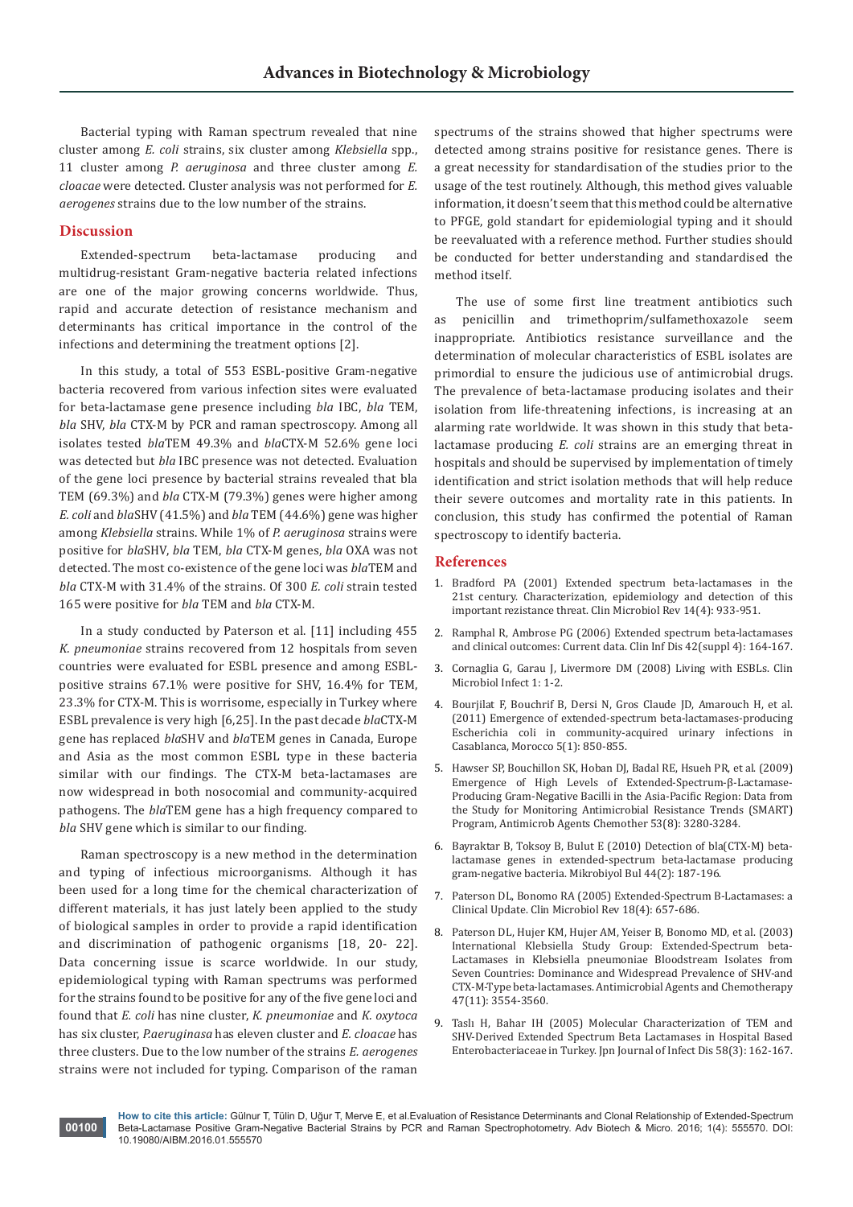Bacterial typing with Raman spectrum revealed that nine cluster among *E. coli* strains, six cluster among *Klebsiella* spp., 11 cluster among *P. aeruginosa* and three cluster among *E. cloacae* were detected. Cluster analysis was not performed for *E. aerogenes* strains due to the low number of the strains.

## Discussion

Extended-spectrum beta-lactamase producing and multidrug-resistant Gram-negative bacteria related infections are one of the major growing concerns worldwide. Thus, rapid and accurate detection of resistance mechanism and determinants has critical importance in the control of the infections and determining the treatment options [2].

In this study, a total of 553 ESBL-positive Gram-negative bacteria recovered from various infection sites were evaluated for beta-lactamase gene presence including *bla* IBC, *bla* TEM, *bla* SHV, *bla* CTX-M by PCR and raman spectroscopy. Among all isolates tested *bla*TEM 49.3% and *bla*CTX-M 52.6% gene loci was detected but *bla* IBC presence was not detected. Evaluation of the gene loci presence by bacterial strains revealed that bla TEM (69.3%) and *bla* CTX-M (79.3%) genes were higher among *E. coli* and *bla*SHV (41.5%) and *bla* TEM (44.6%) gene was higher among *Klebsiella* strains. While 1% of *P. aeruginosa* strains were positive for *bla*SHV, *bla* TEM, *bla* CTX-M genes, *bla* OXA was not detected. The most co-existence of the gene loci was *bla*TEM and *bla* CTX-M with 31.4% of the strains. Of 300 *E. coli* strain tested 165 were positive for *bla* TEM and *bla* CTX-M.

In a study conducted by Paterson et al. [11] including 455 *K. pneumoniae* strains recovered from 12 hospitals from seven countries were evaluated for ESBL presence and among ESBL-positive strains 67.1% were positive for SHV, 16.4% for TEM, 23.3% for CTX-M. This is worrisome, especially in Turkey where ESBL prevalence is very high [6,25]. In the past decade *bla*CTX-M gene has replaced *bla*SHV and *bla*TEM genes in Canada, Europe and Asia as the most common ESBL type in these bacteria similar with our findings. The CTX-M beta-lactamases are now widespread in both nosocomial and community-acquired pathogens. The *bla*TEM gene has a high frequency compared to *bla* SHV gene which is similar to our finding.

Raman spectroscopy is a new method in the determination and typing of infectious microorganisms. Although it has been used for a long time for the chemical characterization of different materials, it has just lately been applied to the study of biological samples in order to provide a rapid identification and discrimination of pathogenic organisms [18, 20- 22]. Data concerning issue is scarce worldwide. In our study, epidemiological typing with Raman spectrums was performed for the strains found to be positive for any of the five gene loci and found that *E. coli* has nine cluster, *K. pneumoniae* and *K. oxytoca* has six cluster, *P.aeruginasa* has eleven cluster and *E. cloacae* has three clusters. Due to the low number of the strains *E. aerogenes* strains were not included for typing. Comparison of the raman spectrums of the strains showed that higher spectrums were detected among strains positive for resistance genes. There is a great necessity for standardisation of the studies prior to the usage of the test routinely. Although, this method gives valuable information, it doesn't seem that this method could be alternative to PFGE, gold standart for epidemiologial typing and it should be reevaluated with a reference method. Further studies should be conducted for better understanding and standardised the method itself.

The use of some first line treatment antibiotics such as penicillin and trimethoprim/sulfamethoxazole seem inappropriate. Antibiotics resistance surveillance and the determination of molecular characteristics of ESBL isolates are primordial to ensure the judicious use of antimicrobial drugs. The prevalence of beta-lactamase producing isolates and their isolation from life-threatening infections, is increasing at an alarming rate worldwide. It was shown in this study that beta-lactamase producing *E. coli* strains are an emerging threat in hospitals and should be supervised by implementation of timely identification and strict isolation methods that will help reduce their severe outcomes and mortality rate in this patients. In conclusion, this study has confirmed the potential of Raman spectroscopy to identify bacteria.

## References

1. Bradford PA (2001) Extended spectrum beta-lactamases in the 21st century. Characterization, epidemiology and detection of this important rezistance threat. Clin Microbiol Rev 14(4): 933-951.
2. Ramphal R, Ambrose PG (2006) Extended spectrum beta-lactamases and clinical outcomes: Current data. Clin Inf Dis 42(suppl 4): 164-167.
3. Cornaglia G, Garau J, Livermore DM (2008) Living with ESBLs. Clin Microbiol Infect 1: 1-2.
4. Bourjilat F, Bouchrif B, Dersi N, Gros Claude JD, Amarouch H, et al. (2011) Emergence of extended-spectrum beta-lactamases-producing Escherichia coli in community-acquired urinary infections in Casablanca, Morocco 5(1): 850-855.
5. Hawser SP, Bouchillon SK, Hoban DJ, Badal RE, Hsueh PR, et al. (2009) Emergence of High Levels of Extended-Spectrum-β-Lactamase-Producing Gram-Negative Bacilli in the Asia-Pacific Region: Data from the Study for Monitoring Antimicrobial Resistance Trends (SMART) Program, Antimicrob Agents Chemother 53(8): 3280-3284.
6. Bayraktar B, Toksoy B, Bulut E (2010) Detection of bla(CTX-M) beta-lactamase genes in extended-spectrum beta-lactamase producing gram-negative bacteria. Mikrobiyol Bul 44(2): 187-196.
7. Paterson DL, Bonomo RA (2005) Extended-Spectrum B-Lactamases: a Clinical Update. Clin Microbiol Rev 18(4): 657-686.
8. Paterson DL, Hujer KM, Hujer AM, Yeiser B, Bonomo MD, et al. (2003) International Klebsiella Study Group: Extended-Spectrum beta-Lactamases in Klebsiella pneumoniae Bloodstream Isolates from Seven Countries: Dominance and Widespread Prevalence of SHV-and CTX-M-Type beta-lactamases. Antimicrobial Agents and Chemotherapy 47(11): 3554-3560.
9. Taslı H, Bahar IH (2005) Molecular Characterization of TEM and SHV-Derived Extended Spectrum Beta Lactamases in Hospital Based Enterobacteriaceae in Turkey. Jpn Journal of Infect Dis 58(3): 162-167.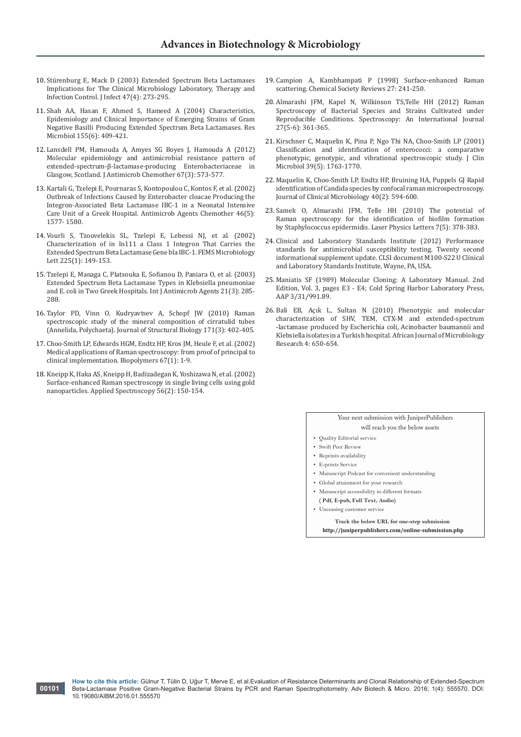10. Stürenburg E, Mack D (2003) Extended Spectrum Beta Lactamases Implications for The Clinical Microbiology Laboratory, Therapy and Infection Control. J Infect 47(4): 273-295.

11. Shah AA, Hasan F, Ahmed S, Hameed A (2004) Characteristics, Epidemiology and Clinical Importance of Emerging Strains of Gram Negative Basilli Producing Extended Spectrum Beta Lactamases. Res Microbiol 155(6): 409-421.

12. Lansdell PM, Hamouda A, Amyes SG Boyes J, Hamouda A (2012) Molecular epidemiology and antimicrobial resistance pattern of extended-spectrum-β-lactamase-producing Enterobacteriaceae in Glasgow, Scotland. J Antimicrob Chemother 67(3): 573-577.

13. Kartali G, Tzelepi E, Pournaras S, Kontopoulou C, Kontos F, et al. (2002) Outbreak of Infections Caused by Enterobacter cloacae Producing the Integron-Associated Beta Lactamase IBC-1 in a Neonatal Intensive Care Unit of a Greek Hospital. Antimicrob Agents Chemother 46(5): 1577- 1580.

14. Vourli S, Tzouvelekis SL, Tzelepi E, Lebessi NJ, et al. (2002) Characterization of in In111 a Class 1 Integron That Carries the Extended Spectrum Beta Lactamase Gene bla IBC-1. FEMS Microbiology Lett 225(1): 149-153.

15. Tzelepi E, Managa C, Platsouka E, Sofianou D, Paniara O, et al. (2003) Extended Spectrum Beta Lactamase Types in Klebsiella pneumoniae and E. coli in Two Greek Hospitals. Int J Antimicrob Agents 21(3): 285-288.

16. Taylor PD, Vinn O, Kudryavtsev A, Schopf JW (2010) Raman spectroscopic study of the mineral composition of cirratulid tubes (Annelida, Polychaeta). Journal of Structural Biology 171(3): 402-405.

17. Choo-Smith LP, Edwards HGM, Endtz HP, Kros JM, Heule F, et al. (2002) Medical applications of Raman spectroscopy: from proof of principal to clinical implementation. Biopolymers 67(1): 1-9.

18. Kneipp K, Haka AS, Kneipp H, Badizadegan K, Yoshizawa N, et al. (2002) Surface-enhanced Raman spectroscopy in single living cells using gold nanoparticles. Applied Spectroscopy 56(2): 150-154.

19. Campion A, Kambhampati P (1998) Surface-enhanced Raman scattering. Chemical Society Reviews 27: 241-250.

20. Almarashi JFM, Kapel N, Wilkinson TS,Telle HH (2012) Raman Spectroscopy of Bacterial Species and Strains Cultivated under Reproducible Conditions. Spectroscopy: An International Journal 27(5-6): 361-365.

21. Kirschner C, Maquelin K, Pina P, Ngo Thi NA, Choo-Smith LP (2001) Classification and identification of enterococci: a comparative phenotypic, genotypic, and vibrational spectroscopic study. J Clin Microbiol 39(5): 1763-1770.

22. Maquelin K, Choo-Smith LP, Endtz HP, Bruining HA, Puppels GJ Rapid identification of Candida species by confocal raman microspectroscopy. Journal of Clinical Microbiology 40(2): 594-600.

23. Samek O, Almarashi JFM, Telle HH (2010) The potential of Raman spectroscopy for the identification of biofilm formation by Staphylococcus epidermidis. Laser Physics Letters 7(5): 378-383.

24. Clinical and Laboratory Standards Institute (2012) Performance standards for antimicrobial susceptibility testing. Twenty second informational supplement update. CLSI document M100-S22 U Clinical and Laboratory Standards Institute, Wayne, PA, USA.

25. Maniatis SF (1989) Molecular Cloning: A Laboratory Manual. 2nd Edition, Vol. 3, pages E3 - E4; Cold Spring Harbor Laboratory Press, AAP 3/31/991.89.

26. Bali EB, Açık L, Sultan N (2010) Phenotypic and molecular characterization of SHV, TEM, CTX-M and extended-spectrum -lactamase produced by Escherichia coli, Acinobacter baumannii and Klebsiella isolates in a Turkish hospital. African Journal of Microbiology Research 4: 650-654.

Your next submission with JuniperPublishers will reach you the below assets

- Quality Editorial service
- Swift Peer Review
- Reprints availability
- E-prints Service
- Manuscript Podcast for convenient understanding
- Global attainment for your research
- Manuscript accessibility in different formats
  **( Pdf, E-pub, Full Text, Audio)**
- Unceasing customer service

**Track the below URL for one-step submission**
**http://juniperpublishers.com/online-submission.php**

**How to cite this article:** Gülnur T, Tülin D, Uğur T, Merve E, et al.Evaluation of Resistance Determinants and Clonal Relationship of Extended-Spectrum Beta-Lactamase Positive Gram-Negative Bacterial Strains by PCR and Raman Spectrophotometry. Adv Biotech & Micro. 2016; 1(4): 555570. DOI: 10.19080/AIBM.2016.01.555570